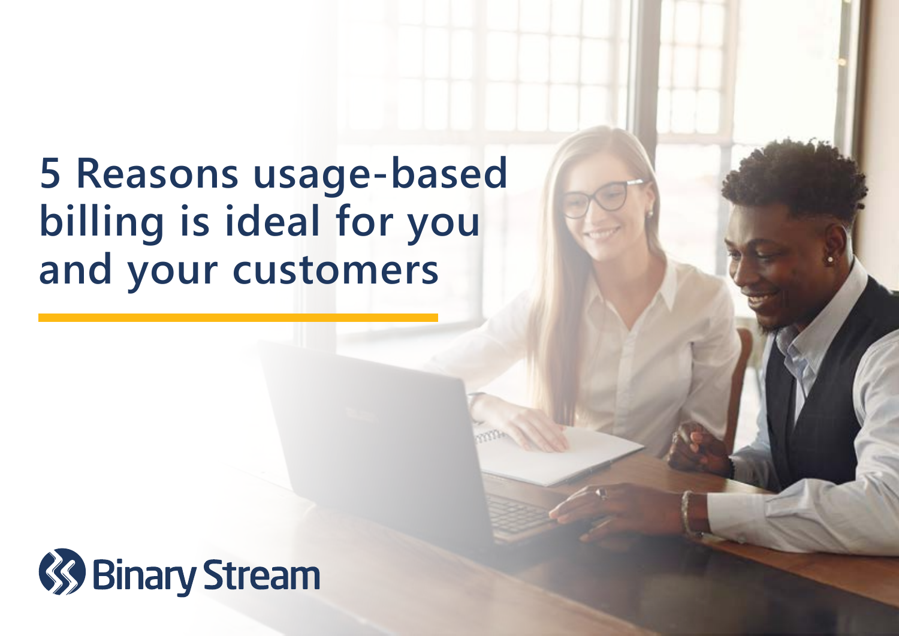# 5 Reasons usage-based billing is ideal for you and your customers

Binary Stream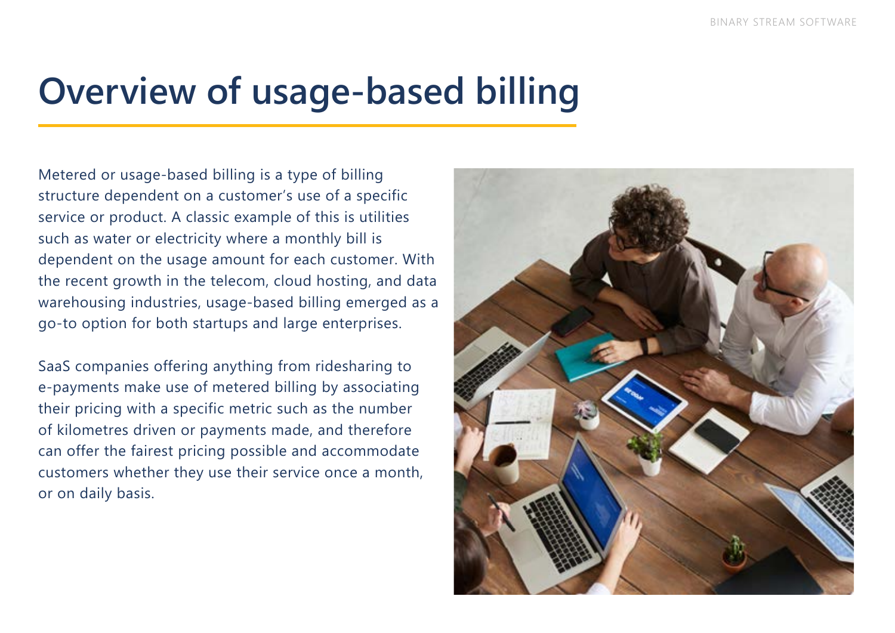# Overview of usage-based billing

Metered or usage-based billing is a type of billing structure dependent on a customer's use of a specific service or product. A classic example of this is utilities such as water or electricity where a monthly bill is dependent on the usage amount for each customer. With the recent growth in the telecom, cloud hosting, and data warehousing industries, usage-based billing emerged as a go-to option for both startups and large enterprises.

SaaS companies offering anything from ridesharing to e-payments make use of metered billing by associating their pricing with a specific metric such as the number of kilometres driven or payments made, and therefore can offer the fairest pricing possible and accommodate customers whether they use their service once a month, or on daily basis.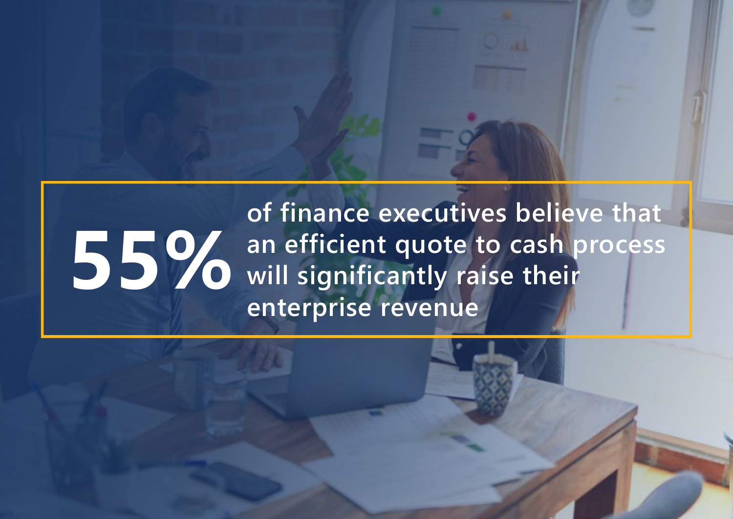**55%** of finance executives believe that an efficient quote to cash process will significantly raise their enterprise revenue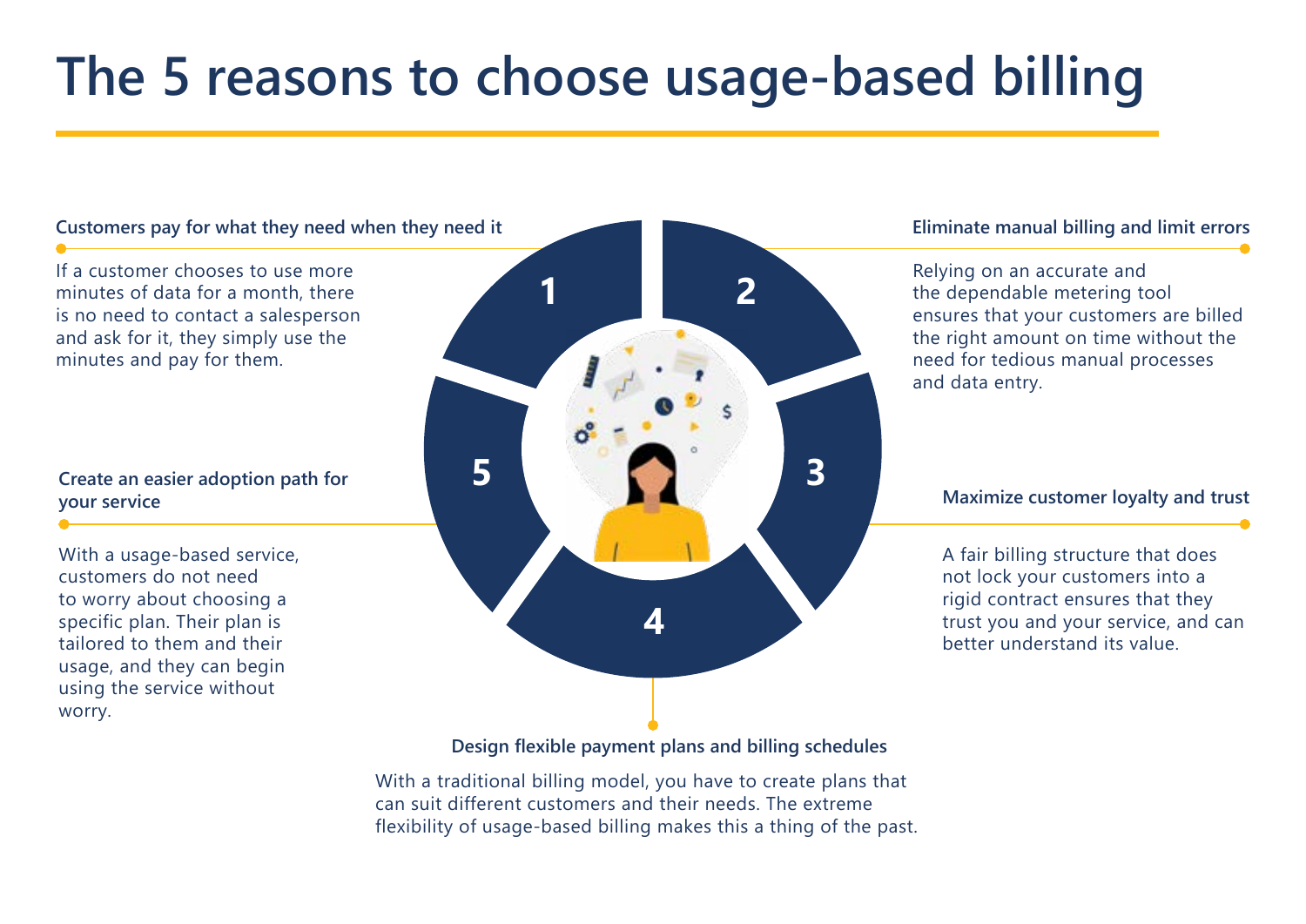# The 5 reasons to choose usage-based billing

### 1. Customers pay for what they need when they need it

If a customer chooses to use more minutes of data for a month, there is no need to contact a salesperson and ask for it, they simply use the minutes and pay for them.

### 2. Eliminate manual billing and limit errors

Relying on an accurate and the dependable metering tool ensures that your customers are billed the right amount on time without the need for tedious manual processes and data entry.

### 3. Maximize customer loyalty and trust

A fair billing structure that does not lock your customers into a rigid contract ensures that they trust you and your service, and can better understand its value.

### 4. Design flexible payment plans and billing schedules

With a traditional billing model, you have to create plans that can suit different customers and their needs. The extreme flexibility of usage-based billing makes this a thing of the past.

### 5. Create an easier adoption path for your service

With a usage-based service, customers do not need to worry about choosing a specific plan. Their plan is tailored to them and their usage, and they can begin using the service without worry.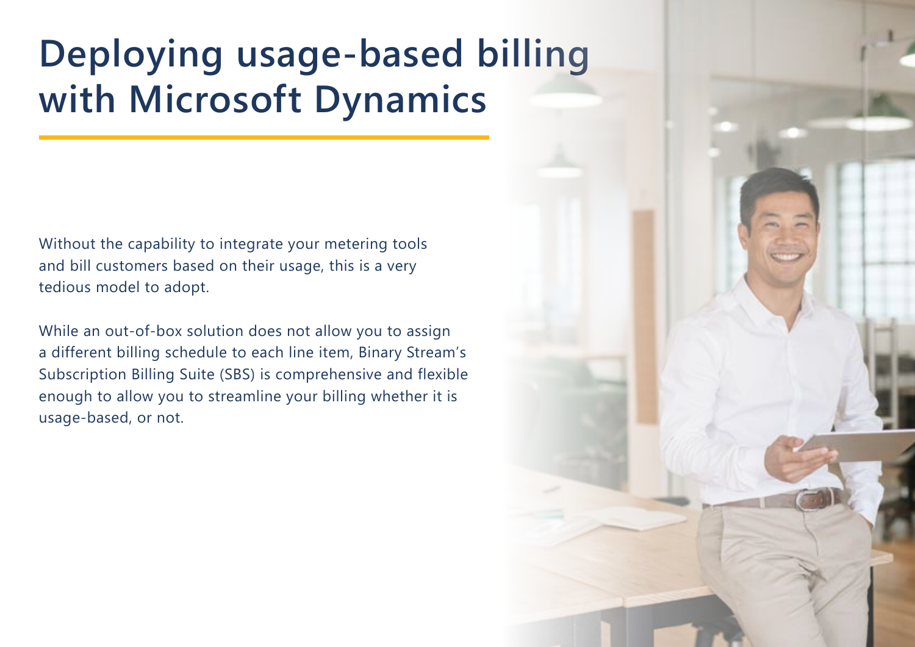# Deploying usage-based billing with Microsoft Dynamics

Without the capability to integrate your metering tools and bill customers based on their usage, this is a very tedious model to adopt.

While an out-of-box solution does not allow you to assign a different billing schedule to each line item, Binary Stream's Subscription Billing Suite (SBS) is comprehensive and flexible enough to allow you to streamline your billing whether it is usage-based, or not.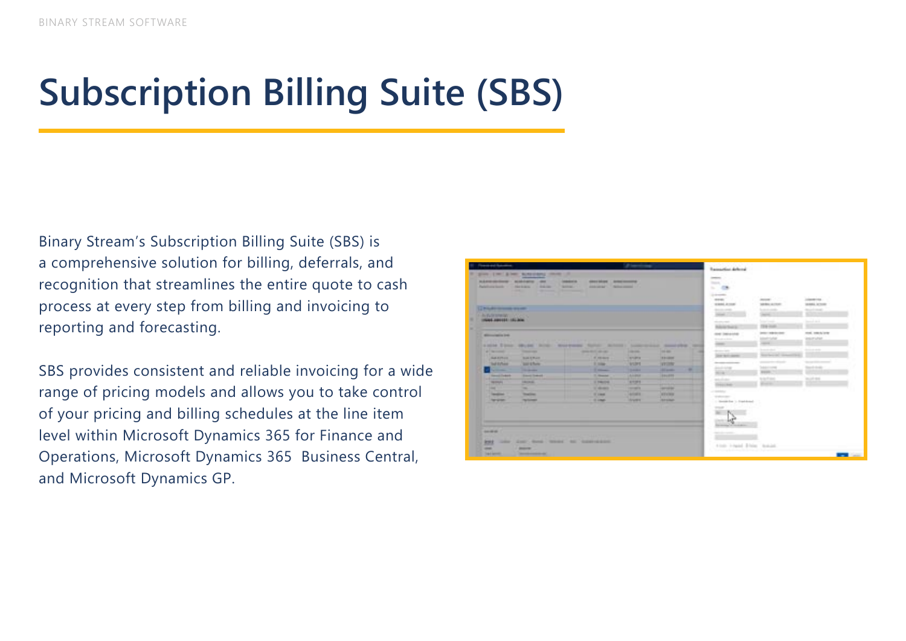# Subscription Billing Suite (SBS)

Binary Stream's Subscription Billing Suite (SBS) is a comprehensive solution for billing, deferrals, and recognition that streamlines the entire quote to cash process at every step from billing and invoicing to reporting and forecasting.

SBS provides consistent and reliable invoicing for a wide range of pricing models and allows you to take control of your pricing and billing schedules at the line item level within Microsoft Dynamics 365 for Finance and Operations, Microsoft Dynamics 365 Business Central, and Microsoft Dynamics GP.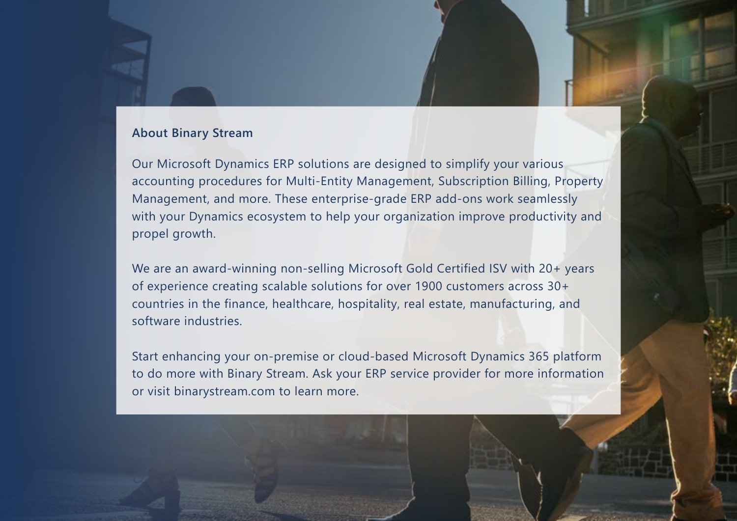## About Binary Stream

Our Microsoft Dynamics ERP solutions are designed to simplify your various accounting procedures for Multi-Entity Management, Subscription Billing, Property Management, and more. These enterprise-grade ERP add-ons work seamlessly with your Dynamics ecosystem to help your organization improve productivity and propel growth.

We are an award-winning non-selling Microsoft Gold Certified ISV with 20+ years of experience creating scalable solutions for over 1900 customers across 30+ countries in the finance, healthcare, hospitality, real estate, manufacturing, and software industries.

Start enhancing your on-premise or cloud-based Microsoft Dynamics 365 platform to do more with Binary Stream. Ask your ERP service provider for more information or visit binarystream.com to learn more.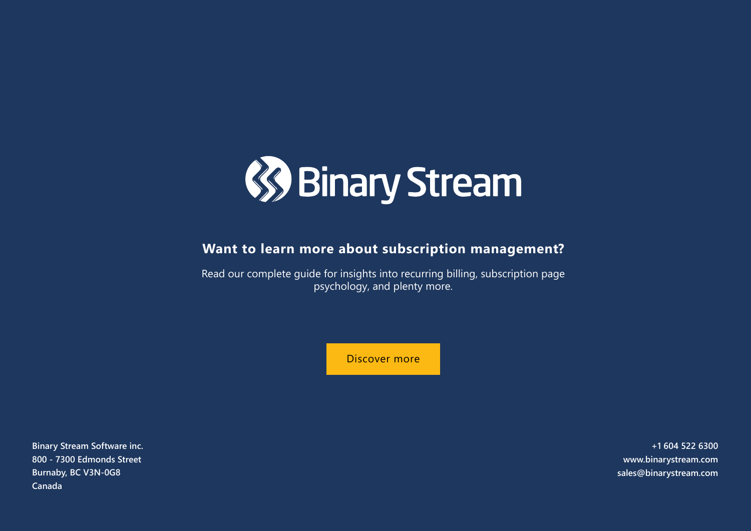Binary Stream

## Want to learn more about subscription management?

Read our complete guide for insights into recurring billing, subscription page psychology, and plenty more.

Discover more

**Binary Stream Software inc.**
**800 - 7300 Edmonds Street**
**Burnaby, BC V3N-0G8**
**Canada**

**+1 604 522 6300**
**www.binarystream.com**
**sales@binarystream.com**